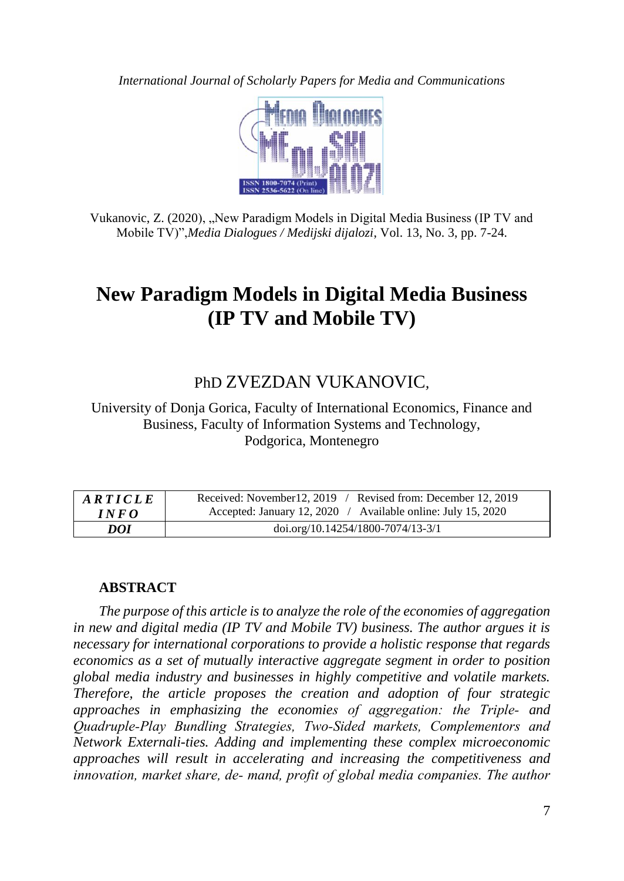International Journal of Scholarly Papers for Media and Communications

Vukanovic, Z. (2020), „New Paradigm Models in Digital Media Business (IP TV and Mobile TV)",*Media Dialogues / Medijski dijalozi*, Vol. 13, No. 3, pp. 7-24.

# New Paradigm Models in Digital Media Business (IP TV and Mobile TV)

## PhD ZVEZDAN VUKANOVIC,

University of Donja Gorica, Faculty of International Economics, Finance and Business, Faculty of Information Systems and Technology, Podgorica, Montenegro

| ***ARTICLE INFO*** | Received: November12, 2019 / Revised from: December 12, 2019<br>Accepted: January 12, 2020 / Available online: July 15, 2020 |
|---|---|
| ***DOI*** | doi.org/10.14254/1800-7074/13-3/1 |

### ABSTRACT

*The purpose of this article is to analyze the role of the economies of aggregation in new and digital media (IP TV and Mobile TV) business. The author argues it is necessary for international corporations to provide a holistic response that regards economics as a set of mutually interactive aggregate segment in order to position global media industry and businesses in highly competitive and volatile markets. Therefore, the article proposes the creation and adoption of four strategic approaches in emphasizing the economies of aggregation: the Triple- and Quadruple-Play Bundling Strategies, Two-Sided markets, Complementors and Network Externali-ties. Adding and implementing these complex microeconomic approaches will result in accelerating and increasing the competitiveness and innovation, market share, de- mand, profit of global media companies. The author*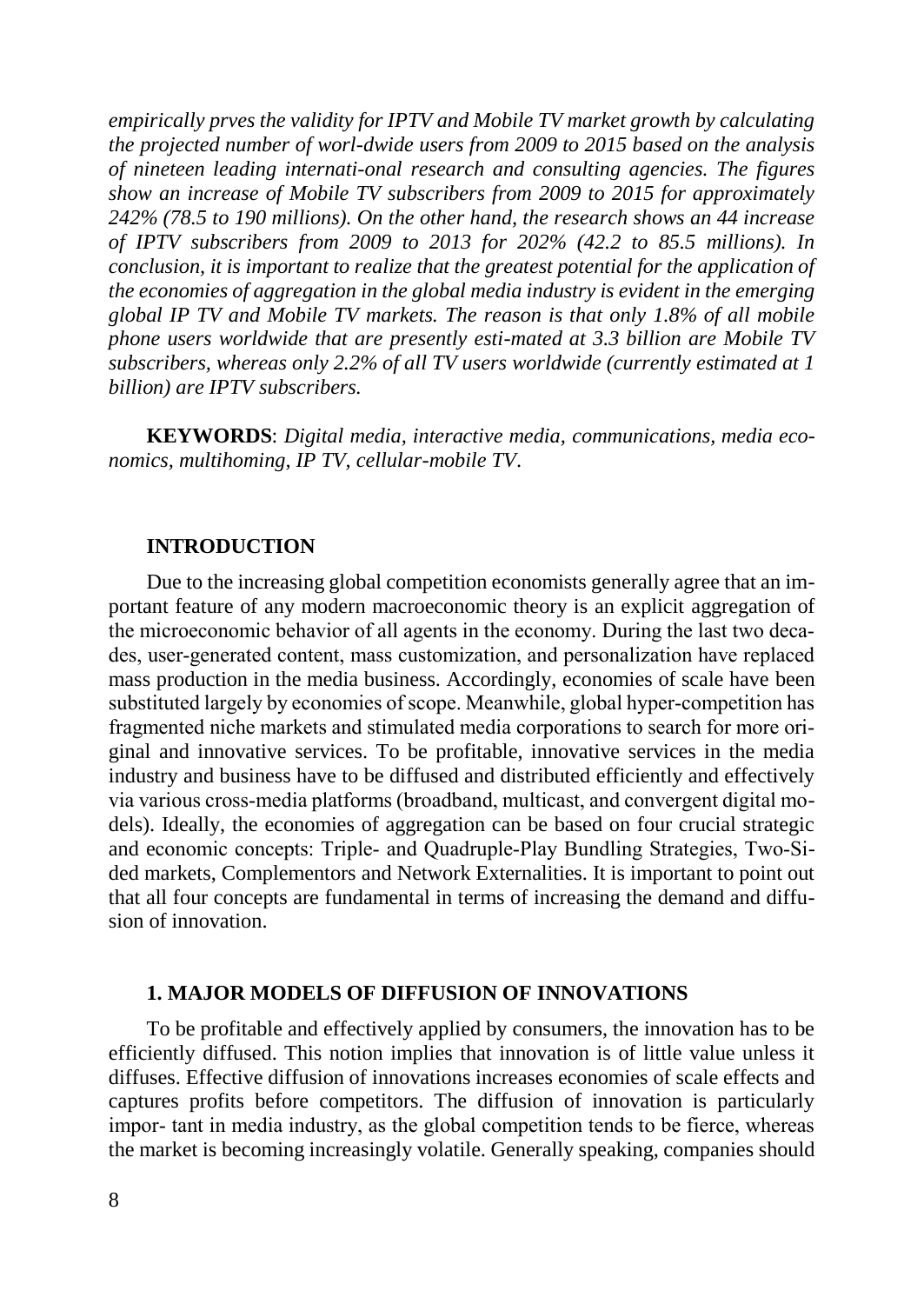*empirically prves the validity for IPTV and Mobile TV market growth by calculating the projected number of worl-dwide users from 2009 to 2015 based on the analysis of nineteen leading internati-onal research and consulting agencies. The figures show an increase of Mobile TV subscribers from 2009 to 2015 for approximately 242% (78.5 to 190 millions). On the other hand, the research shows an 44 increase of IPTV subscribers from 2009 to 2013 for 202% (42.2 to 85.5 millions). In conclusion, it is important to realize that the greatest potential for the application of the economies of aggregation in the global media industry is evident in the emerging global IP TV and Mobile TV markets. The reason is that only 1.8% of all mobile phone users worldwide that are presently esti-mated at 3.3 billion are Mobile TV subscribers, whereas only 2.2% of all TV users worldwide (currently estimated at 1 billion) are IPTV subscribers.*

**KEYWORDS**: *Digital media, interactive media, communications, media economics, multihoming, IP TV, cellular-mobile TV.*

## INTRODUCTION

Due to the increasing global competition economists generally agree that an important feature of any modern macroeconomic theory is an explicit aggregation of the microeconomic behavior of all agents in the economy. During the last two decades, user-generated content, mass customization, and personalization have replaced mass production in the media business. Accordingly, economies of scale have been substituted largely by economies of scope. Meanwhile, global hyper-competition has fragmented niche markets and stimulated media corporations to search for more original and innovative services. To be profitable, innovative services in the media industry and business have to be diffused and distributed efficiently and effectively via various cross-media platforms (broadband, multicast, and convergent digital models). Ideally, the economies of aggregation can be based on four crucial strategic and economic concepts: Triple- and Quadruple-Play Bundling Strategies, Two-Sided markets, Complementors and Network Externalities. It is important to point out that all four concepts are fundamental in terms of increasing the demand and diffusion of innovation.

## 1. MAJOR MODELS OF DIFFUSION OF INNOVATIONS

To be profitable and effectively applied by consumers, the innovation has to be efficiently diffused. This notion implies that innovation is of little value unless it diffuses. Effective diffusion of innovations increases economies of scale effects and captures profits before competitors. The diffusion of innovation is particularly impor- tant in media industry, as the global competition tends to be fierce, whereas the market is becoming increasingly volatile. Generally speaking, companies should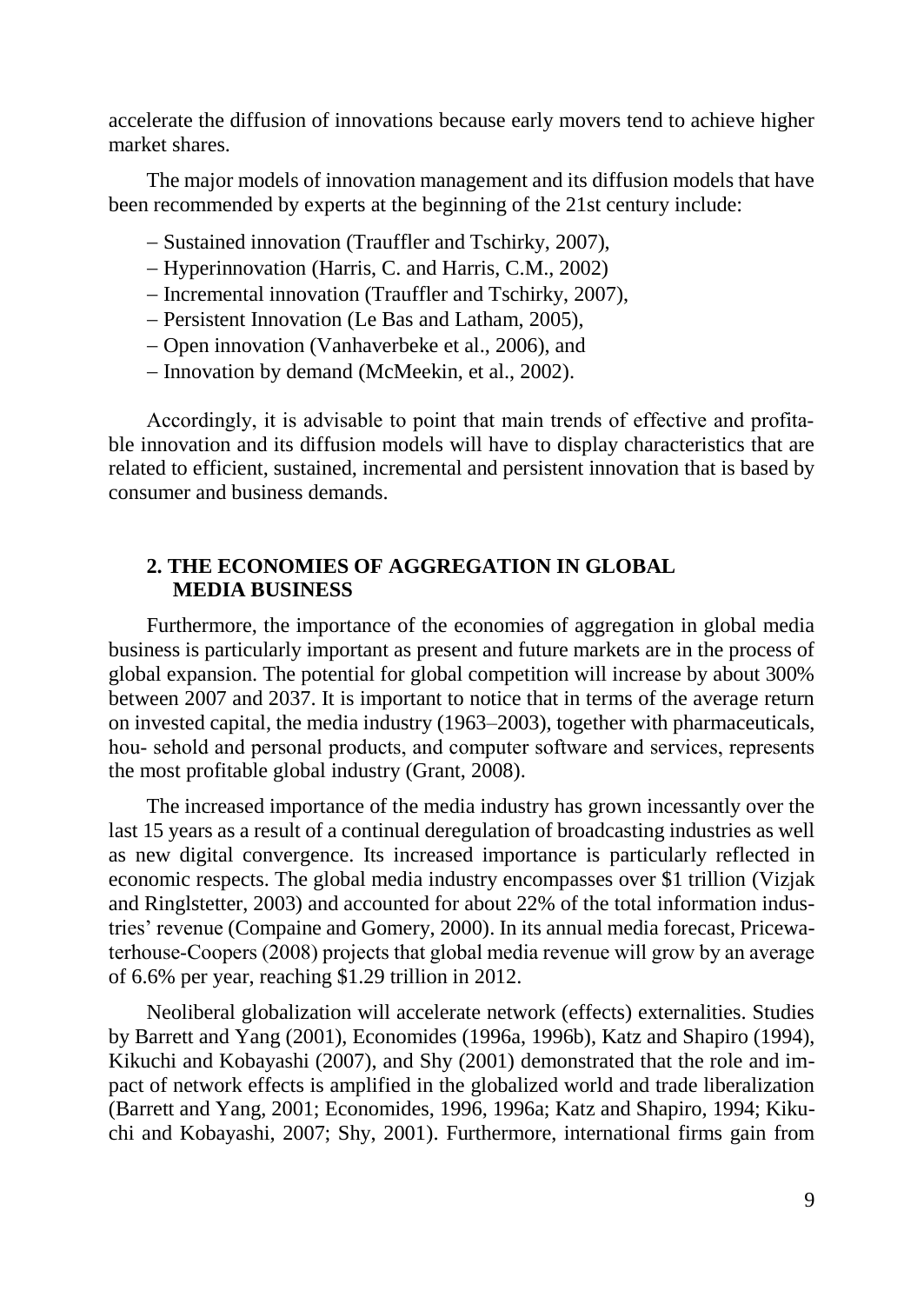accelerate the diffusion of innovations because early movers tend to achieve higher market shares.

The major models of innovation management and its diffusion models that have been recommended by experts at the beginning of the 21st century include:

- Sustained innovation (Trauffler and Tschirky, 2007),
- Hyperinnovation (Harris, C. and Harris, C.M., 2002)
- Incremental innovation (Trauffler and Tschirky, 2007),
- Persistent Innovation (Le Bas and Latham, 2005),
- Open innovation (Vanhaverbeke et al., 2006), and
- Innovation by demand (McMeekin, et al., 2002).

Accordingly, it is advisable to point that main trends of effective and profitable innovation and its diffusion models will have to display characteristics that are related to efficient, sustained, incremental and persistent innovation that is based by consumer and business demands.

## 2. THE ECONOMIES OF AGGREGATION IN GLOBAL MEDIA BUSINESS

Furthermore, the importance of the economies of aggregation in global media business is particularly important as present and future markets are in the process of global expansion. The potential for global competition will increase by about 300% between 2007 and 2037. It is important to notice that in terms of the average return on invested capital, the media industry (1963–2003), together with pharmaceuticals, hou- sehold and personal products, and computer software and services, represents the most profitable global industry (Grant, 2008).

The increased importance of the media industry has grown incessantly over the last 15 years as a result of a continual deregulation of broadcasting industries as well as new digital convergence. Its increased importance is particularly reflected in economic respects. The global media industry encompasses over $1 trillion (Vizjak and Ringlstetter, 2003) and accounted for about 22% of the total information industries' revenue (Compaine and Gomery, 2000). In its annual media forecast, Pricewaterhouse-Coopers (2008) projects that global media revenue will grow by an average of 6.6% per year, reaching $1.29 trillion in 2012.

Neoliberal globalization will accelerate network (effects) externalities. Studies by Barrett and Yang (2001), Economides (1996a, 1996b), Katz and Shapiro (1994), Kikuchi and Kobayashi (2007), and Shy (2001) demonstrated that the role and impact of network effects is amplified in the globalized world and trade liberalization (Barrett and Yang, 2001; Economides, 1996, 1996a; Katz and Shapiro, 1994; Kikuchi and Kobayashi, 2007; Shy, 2001). Furthermore, international firms gain from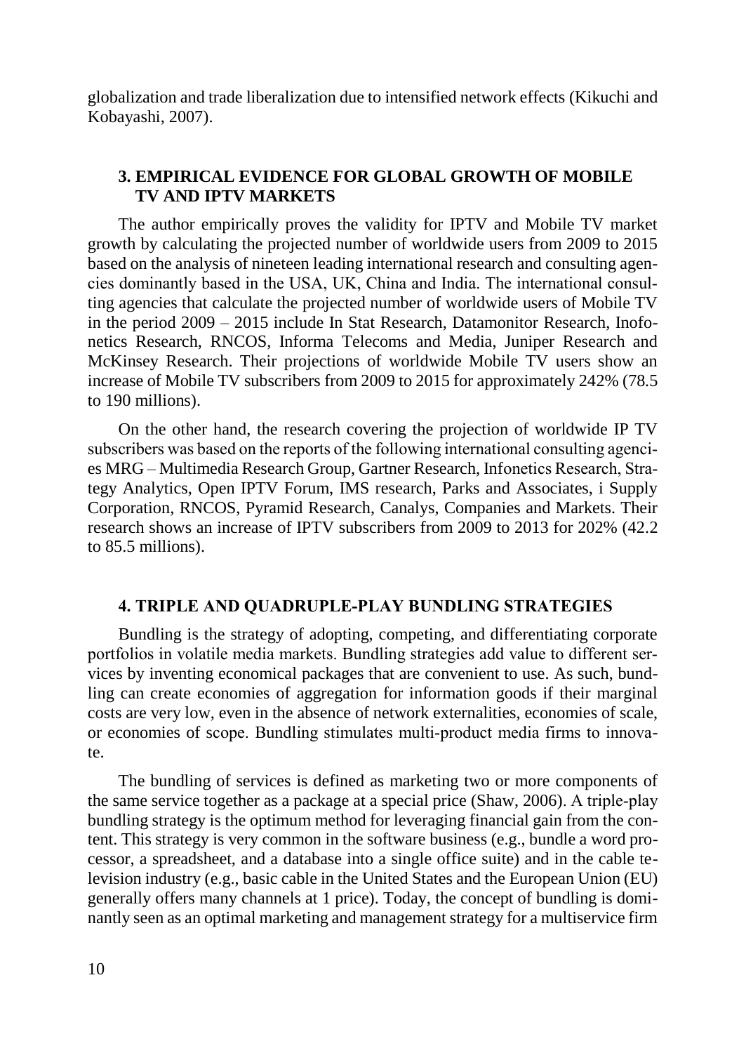globalization and trade liberalization due to intensified network effects (Kikuchi and Kobayashi, 2007).

## 3. EMPIRICAL EVIDENCE FOR GLOBAL GROWTH OF MOBILE TV AND IPTV MARKETS

The author empirically proves the validity for IPTV and Mobile TV market growth by calculating the projected number of worldwide users from 2009 to 2015 based on the analysis of nineteen leading international research and consulting agencies dominantly based in the USA, UK, China and India. The international consulting agencies that calculate the projected number of worldwide users of Mobile TV in the period 2009 – 2015 include In Stat Research, Datamonitor Research, Inofonetics Research, RNCOS, Informa Telecoms and Media, Juniper Research and McKinsey Research. Their projections of worldwide Mobile TV users show an increase of Mobile TV subscribers from 2009 to 2015 for approximately 242% (78.5 to 190 millions).

On the other hand, the research covering the projection of worldwide IP TV subscribers was based on the reports of the following international consulting agencies MRG – Multimedia Research Group, Gartner Research, Infonetics Research, Strategy Analytics, Open IPTV Forum, IMS research, Parks and Associates, i Supply Corporation, RNCOS, Pyramid Research, Canalys, Companies and Markets. Their research shows an increase of IPTV subscribers from 2009 to 2013 for 202% (42.2 to 85.5 millions).

## 4. TRIPLE AND QUADRUPLE-PLAY BUNDLING STRATEGIES

Bundling is the strategy of adopting, competing, and differentiating corporate portfolios in volatile media markets. Bundling strategies add value to different services by inventing economical packages that are convenient to use. As such, bundling can create economies of aggregation for information goods if their marginal costs are very low, even in the absence of network externalities, economies of scale, or economies of scope. Bundling stimulates multi-product media firms to innovate.

The bundling of services is defined as marketing two or more components of the same service together as a package at a special price (Shaw, 2006). A triple-play bundling strategy is the optimum method for leveraging financial gain from the content. This strategy is very common in the software business (e.g., bundle a word processor, a spreadsheet, and a database into a single office suite) and in the cable television industry (e.g., basic cable in the United States and the European Union (EU) generally offers many channels at 1 price). Today, the concept of bundling is dominantly seen as an optimal marketing and management strategy for a multiservice firm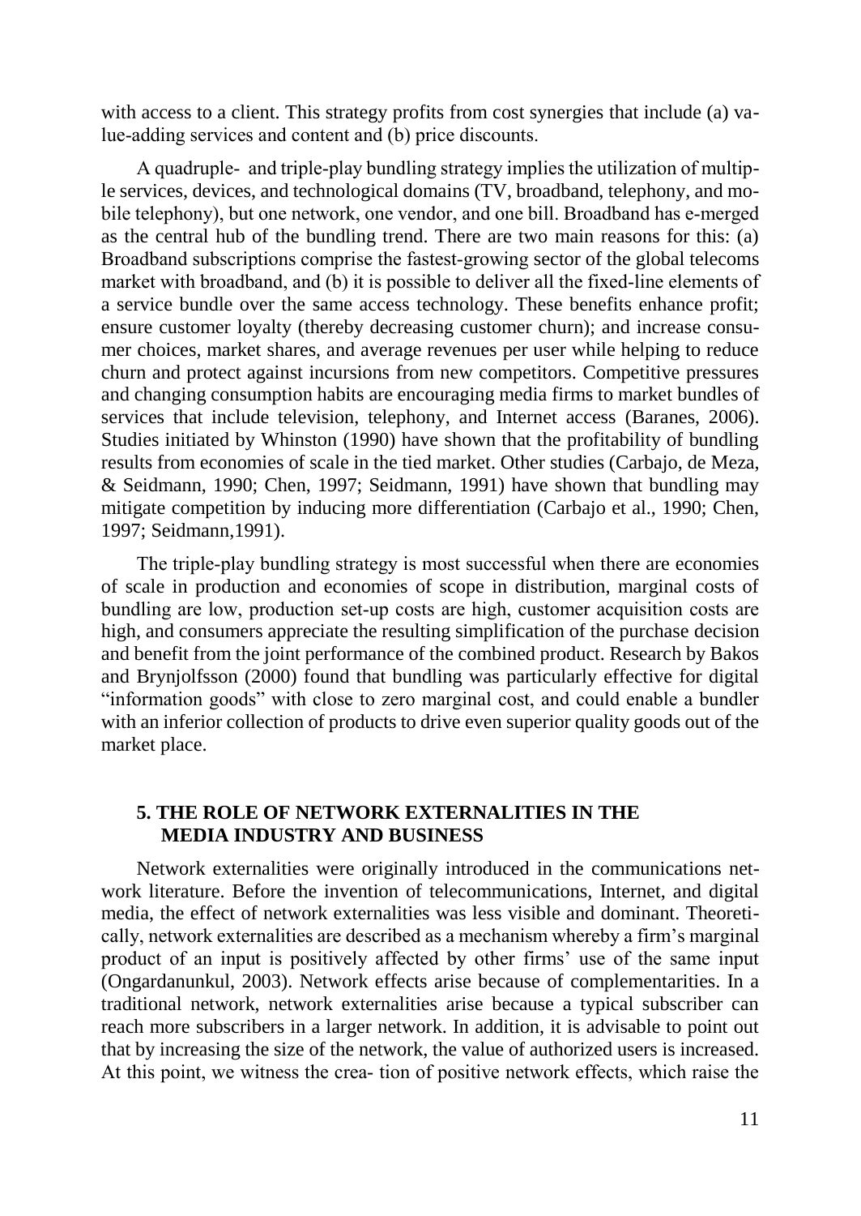with access to a client. This strategy profits from cost synergies that include (a) value-adding services and content and (b) price discounts.

A quadruple- and triple-play bundling strategy implies the utilization of multiple services, devices, and technological domains (TV, broadband, telephony, and mobile telephony), but one network, one vendor, and one bill. Broadband has e-merged as the central hub of the bundling trend. There are two main reasons for this: (a) Broadband subscriptions comprise the fastest-growing sector of the global telecoms market with broadband, and (b) it is possible to deliver all the fixed-line elements of a service bundle over the same access technology. These benefits enhance profit; ensure customer loyalty (thereby decreasing customer churn); and increase consumer choices, market shares, and average revenues per user while helping to reduce churn and protect against incursions from new competitors. Competitive pressures and changing consumption habits are encouraging media firms to market bundles of services that include television, telephony, and Internet access (Baranes, 2006). Studies initiated by Whinston (1990) have shown that the profitability of bundling results from economies of scale in the tied market. Other studies (Carbajo, de Meza, & Seidmann, 1990; Chen, 1997; Seidmann, 1991) have shown that bundling may mitigate competition by inducing more differentiation (Carbajo et al., 1990; Chen, 1997; Seidmann,1991).

The triple-play bundling strategy is most successful when there are economies of scale in production and economies of scope in distribution, marginal costs of bundling are low, production set-up costs are high, customer acquisition costs are high, and consumers appreciate the resulting simplification of the purchase decision and benefit from the joint performance of the combined product. Research by Bakos and Brynjolfsson (2000) found that bundling was particularly effective for digital "information goods" with close to zero marginal cost, and could enable a bundler with an inferior collection of products to drive even superior quality goods out of the market place.

## 5. THE ROLE OF NETWORK EXTERNALITIES IN THE MEDIA INDUSTRY AND BUSINESS

Network externalities were originally introduced in the communications network literature. Before the invention of telecommunications, Internet, and digital media, the effect of network externalities was less visible and dominant. Theoretically, network externalities are described as a mechanism whereby a firm's marginal product of an input is positively affected by other firms' use of the same input (Ongardanunkul, 2003). Network effects arise because of complementarities. In a traditional network, network externalities arise because a typical subscriber can reach more subscribers in a larger network. In addition, it is advisable to point out that by increasing the size of the network, the value of authorized users is increased. At this point, we witness the crea- tion of positive network effects, which raise the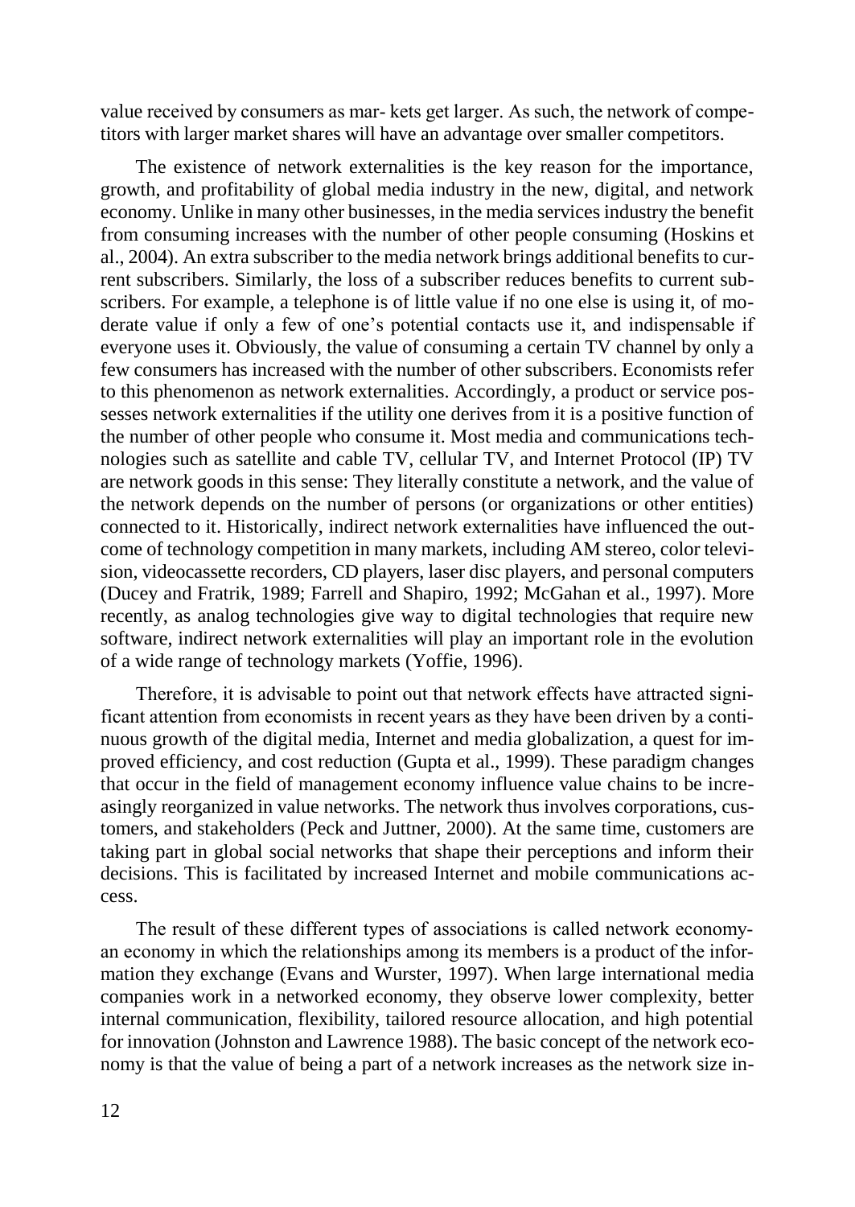value received by consumers as mar- kets get larger. As such, the network of competitors with larger market shares will have an advantage over smaller competitors.

The existence of network externalities is the key reason for the importance, growth, and profitability of global media industry in the new, digital, and network economy. Unlike in many other businesses, in the media services industry the benefit from consuming increases with the number of other people consuming (Hoskins et al., 2004). An extra subscriber to the media network brings additional benefits to current subscribers. Similarly, the loss of a subscriber reduces benefits to current subscribers. For example, a telephone is of little value if no one else is using it, of moderate value if only a few of one's potential contacts use it, and indispensable if everyone uses it. Obviously, the value of consuming a certain TV channel by only a few consumers has increased with the number of other subscribers. Economists refer to this phenomenon as network externalities. Accordingly, a product or service possesses network externalities if the utility one derives from it is a positive function of the number of other people who consume it. Most media and communications technologies such as satellite and cable TV, cellular TV, and Internet Protocol (IP) TV are network goods in this sense: They literally constitute a network, and the value of the network depends on the number of persons (or organizations or other entities) connected to it. Historically, indirect network externalities have influenced the outcome of technology competition in many markets, including AM stereo, color television, videocassette recorders, CD players, laser disc players, and personal computers (Ducey and Fratrik, 1989; Farrell and Shapiro, 1992; McGahan et al., 1997). More recently, as analog technologies give way to digital technologies that require new software, indirect network externalities will play an important role in the evolution of a wide range of technology markets (Yoffie, 1996).

Therefore, it is advisable to point out that network effects have attracted significant attention from economists in recent years as they have been driven by a continuous growth of the digital media, Internet and media globalization, a quest for improved efficiency, and cost reduction (Gupta et al., 1999). These paradigm changes that occur in the field of management economy influence value chains to be increasingly reorganized in value networks. The network thus involves corporations, customers, and stakeholders (Peck and Juttner, 2000). At the same time, customers are taking part in global social networks that shape their perceptions and inform their decisions. This is facilitated by increased Internet and mobile communications access.

The result of these different types of associations is called network economy-an economy in which the relationships among its members is a product of the information they exchange (Evans and Wurster, 1997). When large international media companies work in a networked economy, they observe lower complexity, better internal communication, flexibility, tailored resource allocation, and high potential for innovation (Johnston and Lawrence 1988). The basic concept of the network economy is that the value of being a part of a network increases as the network size in-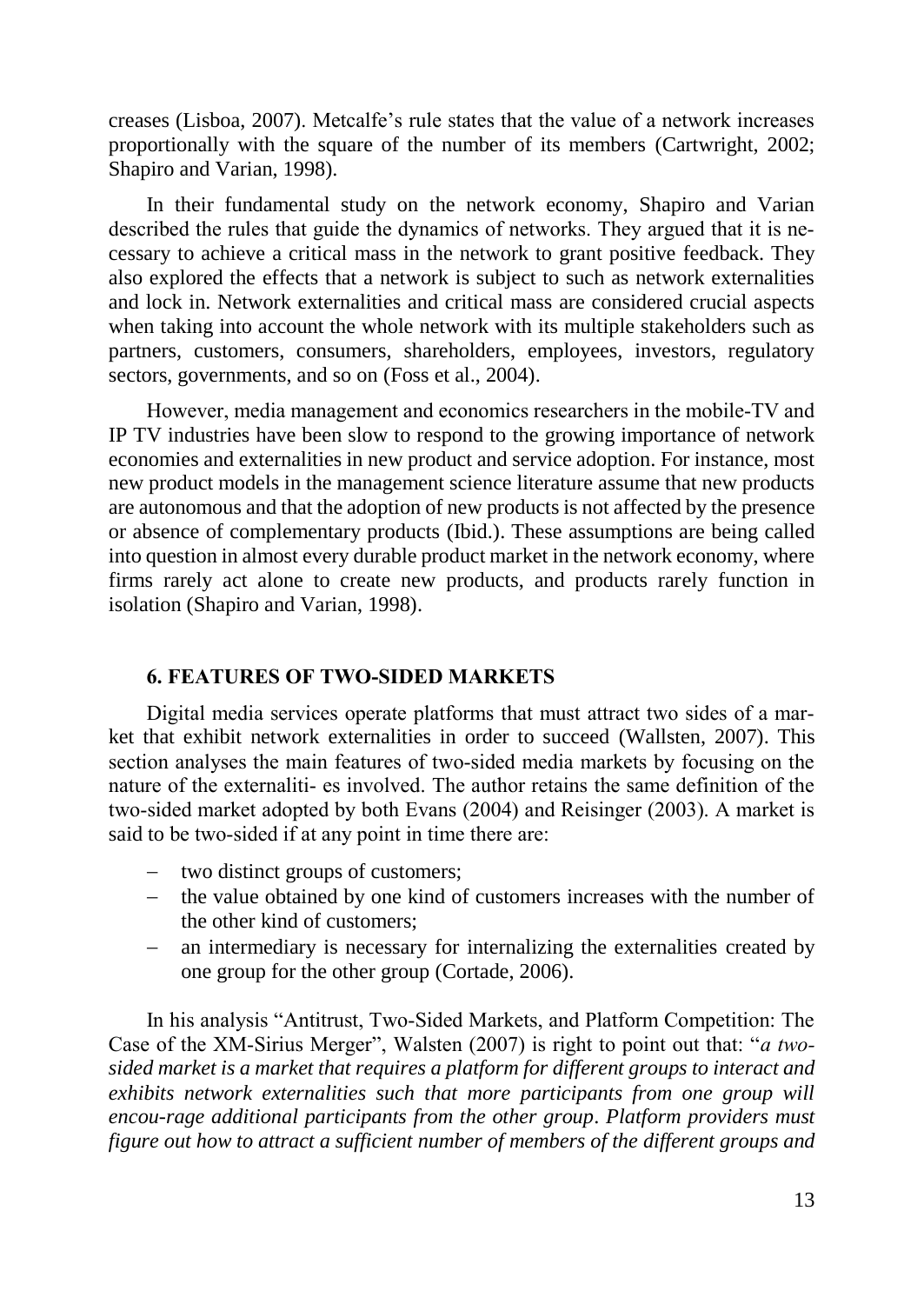creases (Lisboa, 2007). Metcalfe's rule states that the value of a network increases proportionally with the square of the number of its members (Cartwright, 2002; Shapiro and Varian, 1998).

In their fundamental study on the network economy, Shapiro and Varian described the rules that guide the dynamics of networks. They argued that it is necessary to achieve a critical mass in the network to grant positive feedback. They also explored the effects that a network is subject to such as network externalities and lock in. Network externalities and critical mass are considered crucial aspects when taking into account the whole network with its multiple stakeholders such as partners, customers, consumers, shareholders, employees, investors, regulatory sectors, governments, and so on (Foss et al., 2004).

However, media management and economics researchers in the mobile-TV and IP TV industries have been slow to respond to the growing importance of network economies and externalities in new product and service adoption. For instance, most new product models in the management science literature assume that new products are autonomous and that the adoption of new products is not affected by the presence or absence of complementary products (Ibid.). These assumptions are being called into question in almost every durable product market in the network economy, where firms rarely act alone to create new products, and products rarely function in isolation (Shapiro and Varian, 1998).

## 6. FEATURES OF TWO-SIDED MARKETS

Digital media services operate platforms that must attract two sides of a market that exhibit network externalities in order to succeed (Wallsten, 2007). This section analyses the main features of two-sided media markets by focusing on the nature of the externaliti- es involved. The author retains the same definition of the two-sided market adopted by both Evans (2004) and Reisinger (2003). A market is said to be two-sided if at any point in time there are:

- two distinct groups of customers;
- the value obtained by one kind of customers increases with the number of the other kind of customers;
- an intermediary is necessary for internalizing the externalities created by one group for the other group (Cortade, 2006).

In his analysis "Antitrust, Two-Sided Markets, and Platform Competition: The Case of the XM-Sirius Merger", Walsten (2007) is right to point out that: "*a two-sided market is a market that requires a platform for different groups to interact and exhibits network externalities such that more participants from one group will encou-rage additional participants from the other group*. *Platform providers must figure out how to attract a sufficient number of members of the different groups and*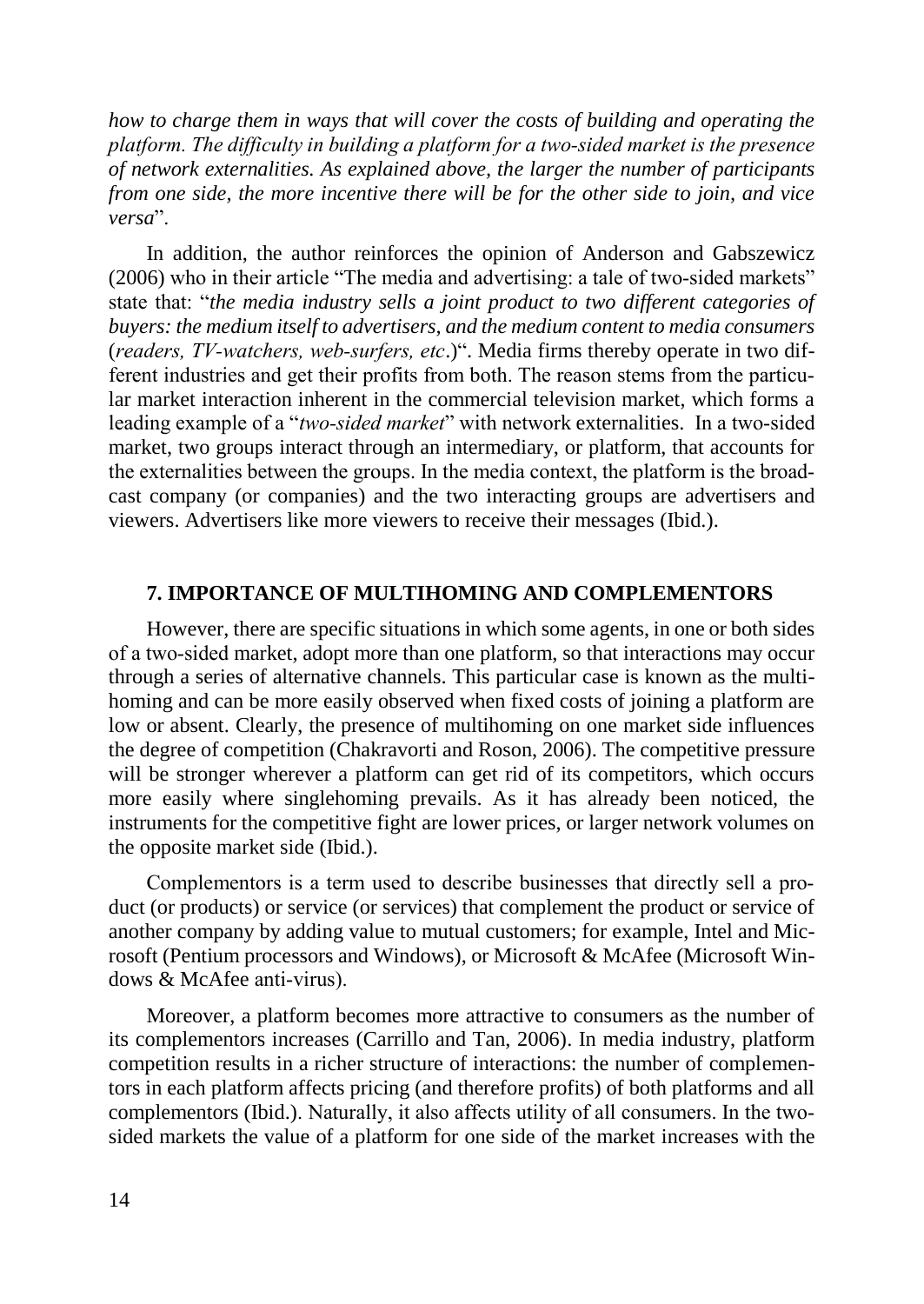*how to charge them in ways that will cover the costs of building and operating the platform. The difficulty in building a platform for a two-sided market is the presence of network externalities. As explained above, the larger the number of participants from one side, the more incentive there will be for the other side to join, and vice versa*".

In addition, the author reinforces the opinion of Anderson and Gabszewicz (2006) who in their article "The media and advertising: a tale of two-sided markets" state that: "*the media industry sells a joint product to two different categories of buyers: the medium itself to advertisers, and the medium content to media consumers* (*readers, TV-watchers, web-surfers, etc*.)". Media firms thereby operate in two different industries and get their profits from both. The reason stems from the particular market interaction inherent in the commercial television market, which forms a leading example of a "*two-sided market*" with network externalities. In a two-sided market, two groups interact through an intermediary, or platform, that accounts for the externalities between the groups. In the media context, the platform is the broadcast company (or companies) and the two interacting groups are advertisers and viewers. Advertisers like more viewers to receive their messages (Ibid.).

## 7. IMPORTANCE OF MULTIHOMING AND COMPLEMENTORS

However, there are specific situations in which some agents, in one or both sides of a two-sided market, adopt more than one platform, so that interactions may occur through a series of alternative channels. This particular case is known as the multihoming and can be more easily observed when fixed costs of joining a platform are low or absent. Clearly, the presence of multihoming on one market side influences the degree of competition (Chakravorti and Roson, 2006). The competitive pressure will be stronger wherever a platform can get rid of its competitors, which occurs more easily where singlehoming prevails. As it has already been noticed, the instruments for the competitive fight are lower prices, or larger network volumes on the opposite market side (Ibid.).

Complementors is a term used to describe businesses that directly sell a product (or products) or service (or services) that complement the product or service of another company by adding value to mutual customers; for example, Intel and Microsoft (Pentium processors and Windows), or Microsoft & McAfee (Microsoft Windows & McAfee anti-virus).

Moreover, a platform becomes more attractive to consumers as the number of its complementors increases (Carrillo and Tan, 2006). In media industry, platform competition results in a richer structure of interactions: the number of complementors in each platform affects pricing (and therefore profits) of both platforms and all complementors (Ibid.). Naturally, it also affects utility of all consumers. In the two-sided markets the value of a platform for one side of the market increases with the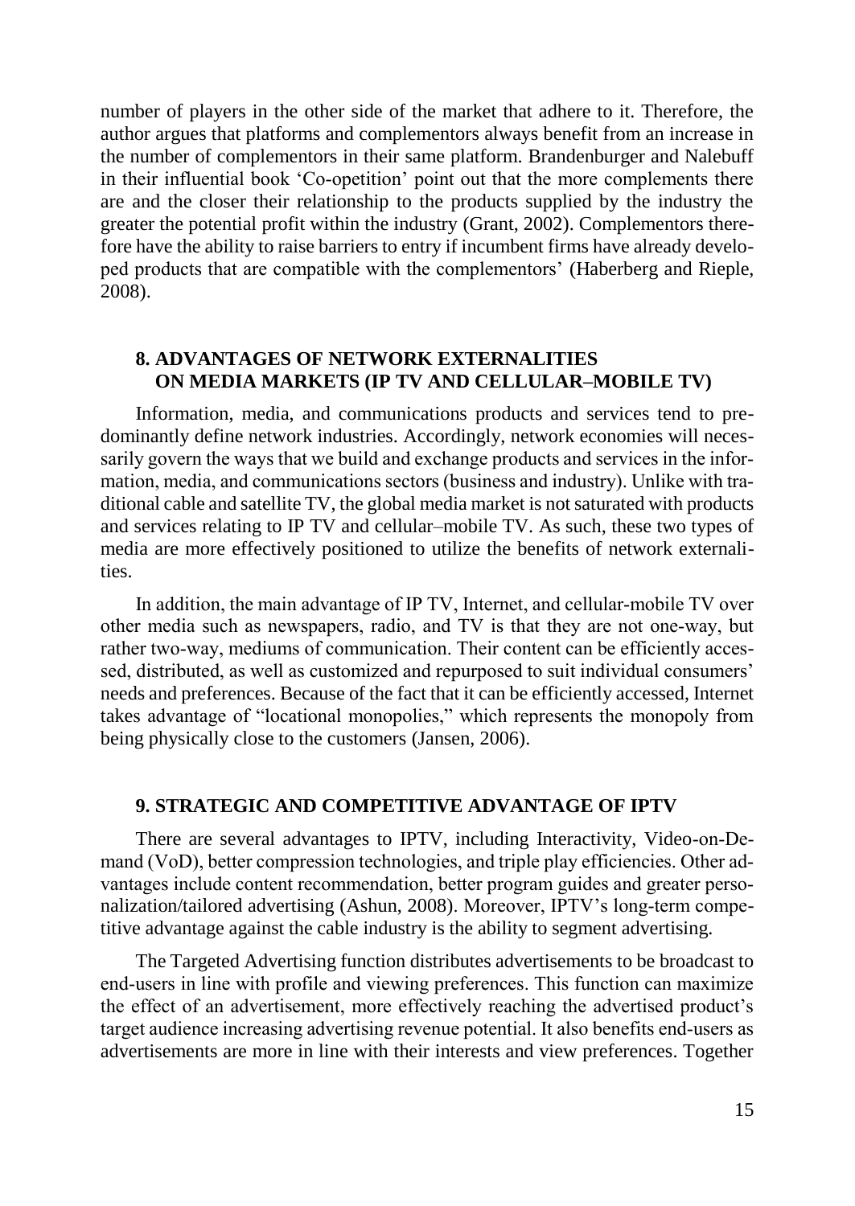number of players in the other side of the market that adhere to it. Therefore, the author argues that platforms and complementors always benefit from an increase in the number of complementors in their same platform. Brandenburger and Nalebuff in their influential book 'Co-opetition' point out that the more complements there are and the closer their relationship to the products supplied by the industry the greater the potential profit within the industry (Grant, 2002). Complementors therefore have the ability to raise barriers to entry if incumbent firms have already developed products that are compatible with the complementors' (Haberberg and Rieple, 2008).

## 8. ADVANTAGES OF NETWORK EXTERNALITIES ON MEDIA MARKETS (IP TV AND CELLULAR–MOBILE TV)

Information, media, and communications products and services tend to predominantly define network industries. Accordingly, network economies will necessarily govern the ways that we build and exchange products and services in the information, media, and communications sectors (business and industry). Unlike with traditional cable and satellite TV, the global media market is not saturated with products and services relating to IP TV and cellular–mobile TV. As such, these two types of media are more effectively positioned to utilize the benefits of network externalities.

In addition, the main advantage of IP TV, Internet, and cellular-mobile TV over other media such as newspapers, radio, and TV is that they are not one-way, but rather two-way, mediums of communication. Their content can be efficiently accessed, distributed, as well as customized and repurposed to suit individual consumers' needs and preferences. Because of the fact that it can be efficiently accessed, Internet takes advantage of "locational monopolies," which represents the monopoly from being physically close to the customers (Jansen, 2006).

## 9. STRATEGIC AND COMPETITIVE ADVANTAGE OF IPTV

There are several advantages to IPTV, including Interactivity, Video-on-Demand (VoD), better compression technologies, and triple play efficiencies. Other advantages include content recommendation, better program guides and greater personalization/tailored advertising (Ashun, 2008). Moreover, IPTV's long-term competitive advantage against the cable industry is the ability to segment advertising.

The Targeted Advertising function distributes advertisements to be broadcast to end-users in line with profile and viewing preferences. This function can maximize the effect of an advertisement, more effectively reaching the advertised product's target audience increasing advertising revenue potential. It also benefits end-users as advertisements are more in line with their interests and view preferences. Together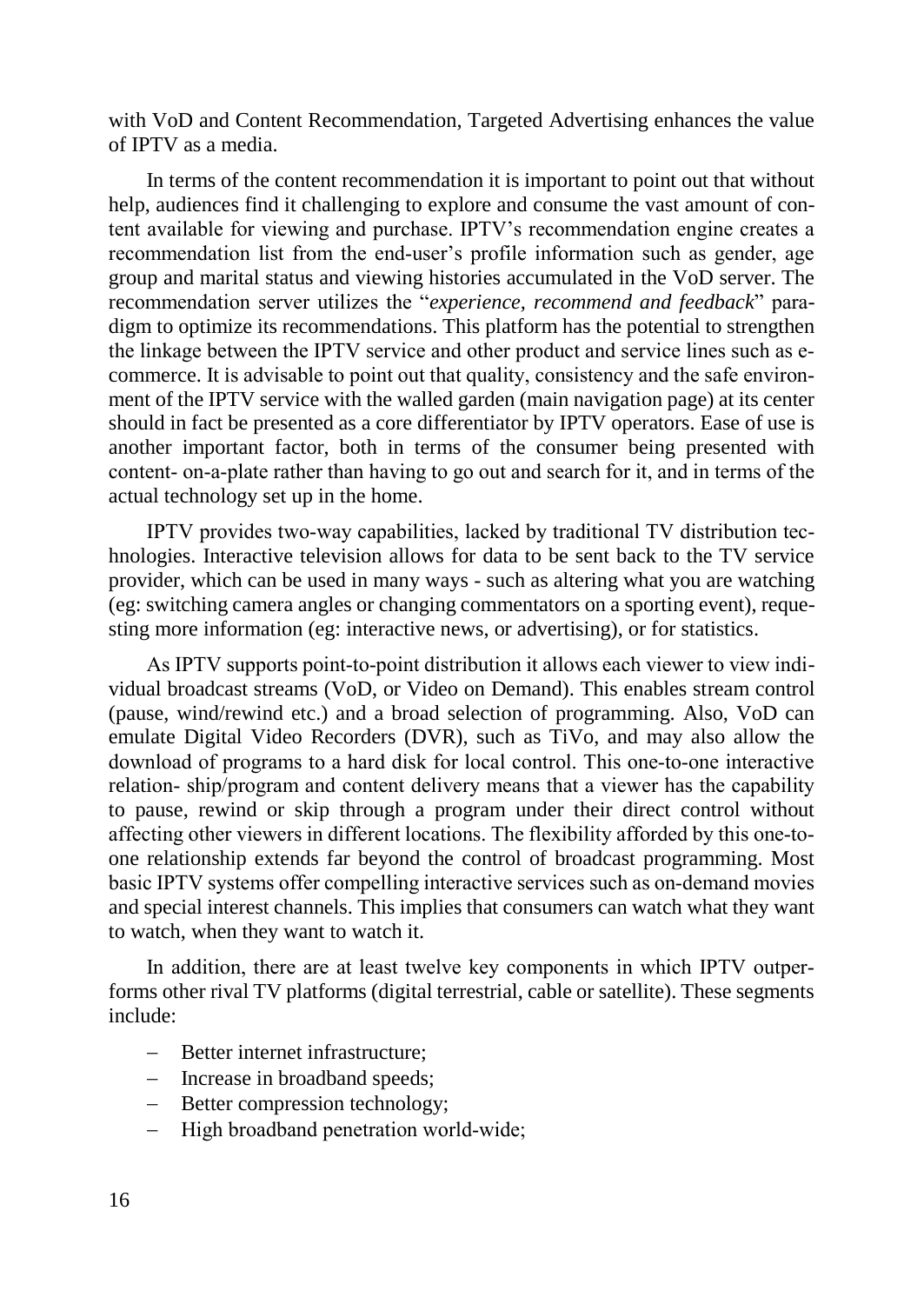with VoD and Content Recommendation, Targeted Advertising enhances the value of IPTV as a media.

In terms of the content recommendation it is important to point out that without help, audiences find it challenging to explore and consume the vast amount of content available for viewing and purchase. IPTV's recommendation engine creates a recommendation list from the end-user's profile information such as gender, age group and marital status and viewing histories accumulated in the VoD server. The recommendation server utilizes the "*experience, recommend and feedback*" paradigm to optimize its recommendations. This platform has the potential to strengthen the linkage between the IPTV service and other product and service lines such as e-commerce. It is advisable to point out that quality, consistency and the safe environment of the IPTV service with the walled garden (main navigation page) at its center should in fact be presented as a core differentiator by IPTV operators. Ease of use is another important factor, both in terms of the consumer being presented with content- on-a-plate rather than having to go out and search for it, and in terms of the actual technology set up in the home.

IPTV provides two-way capabilities, lacked by traditional TV distribution technologies. Interactive television allows for data to be sent back to the TV service provider, which can be used in many ways - such as altering what you are watching (eg: switching camera angles or changing commentators on a sporting event), requesting more information (eg: interactive news, or advertising), or for statistics.

As IPTV supports point-to-point distribution it allows each viewer to view individual broadcast streams (VoD, or Video on Demand). This enables stream control (pause, wind/rewind etc.) and a broad selection of programming. Also, VoD can emulate Digital Video Recorders (DVR), such as TiVo, and may also allow the download of programs to a hard disk for local control. This one-to-one interactive relation- ship/program and content delivery means that a viewer has the capability to pause, rewind or skip through a program under their direct control without affecting other viewers in different locations. The flexibility afforded by this one-to-one relationship extends far beyond the control of broadcast programming. Most basic IPTV systems offer compelling interactive services such as on-demand movies and special interest channels. This implies that consumers can watch what they want to watch, when they want to watch it.

In addition, there are at least twelve key components in which IPTV outperforms other rival TV platforms (digital terrestrial, cable or satellite). These segments include:

- Better internet infrastructure;
- Increase in broadband speeds;
- Better compression technology;
- High broadband penetration world-wide;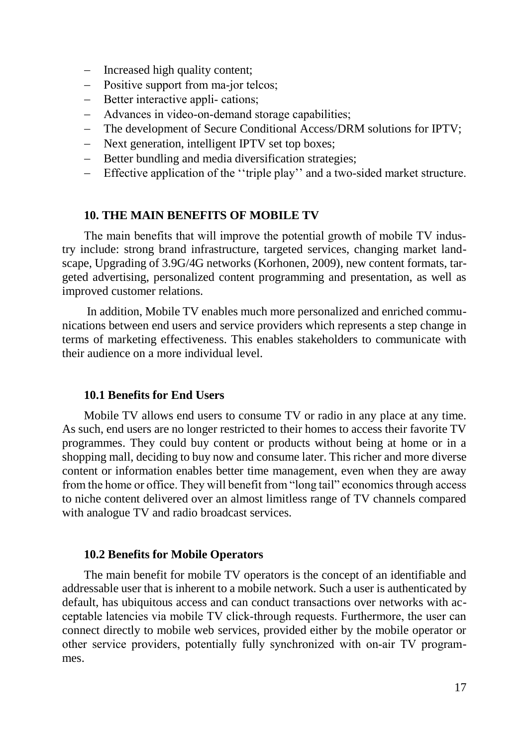- Increased high quality content;
- Positive support from ma-jor telcos;
- Better interactive appli- cations;
- Advances in video-on-demand storage capabilities;
- The development of Secure Conditional Access/DRM solutions for IPTV;
- Next generation, intelligent IPTV set top boxes;
- Better bundling and media diversification strategies;
- Effective application of the ''triple play'' and a two-sided market structure.

## 10. THE MAIN BENEFITS OF MOBILE TV

The main benefits that will improve the potential growth of mobile TV industry include: strong brand infrastructure, targeted services, changing market landscape, Upgrading of 3.9G/4G networks (Korhonen, 2009), new content formats, targeted advertising, personalized content programming and presentation, as well as improved customer relations.

In addition, Mobile TV enables much more personalized and enriched communications between end users and service providers which represents a step change in terms of marketing effectiveness. This enables stakeholders to communicate with their audience on a more individual level.

### 10.1 Benefits for End Users

Mobile TV allows end users to consume TV or radio in any place at any time. As such, end users are no longer restricted to their homes to access their favorite TV programmes. They could buy content or products without being at home or in a shopping mall, deciding to buy now and consume later. This richer and more diverse content or information enables better time management, even when they are away from the home or office. They will benefit from "long tail" economics through access to niche content delivered over an almost limitless range of TV channels compared with analogue TV and radio broadcast services.

### 10.2 Benefits for Mobile Operators

The main benefit for mobile TV operators is the concept of an identifiable and addressable user that is inherent to a mobile network. Such a user is authenticated by default, has ubiquitous access and can conduct transactions over networks with acceptable latencies via mobile TV click-through requests. Furthermore, the user can connect directly to mobile web services, provided either by the mobile operator or other service providers, potentially fully synchronized with on-air TV programmes.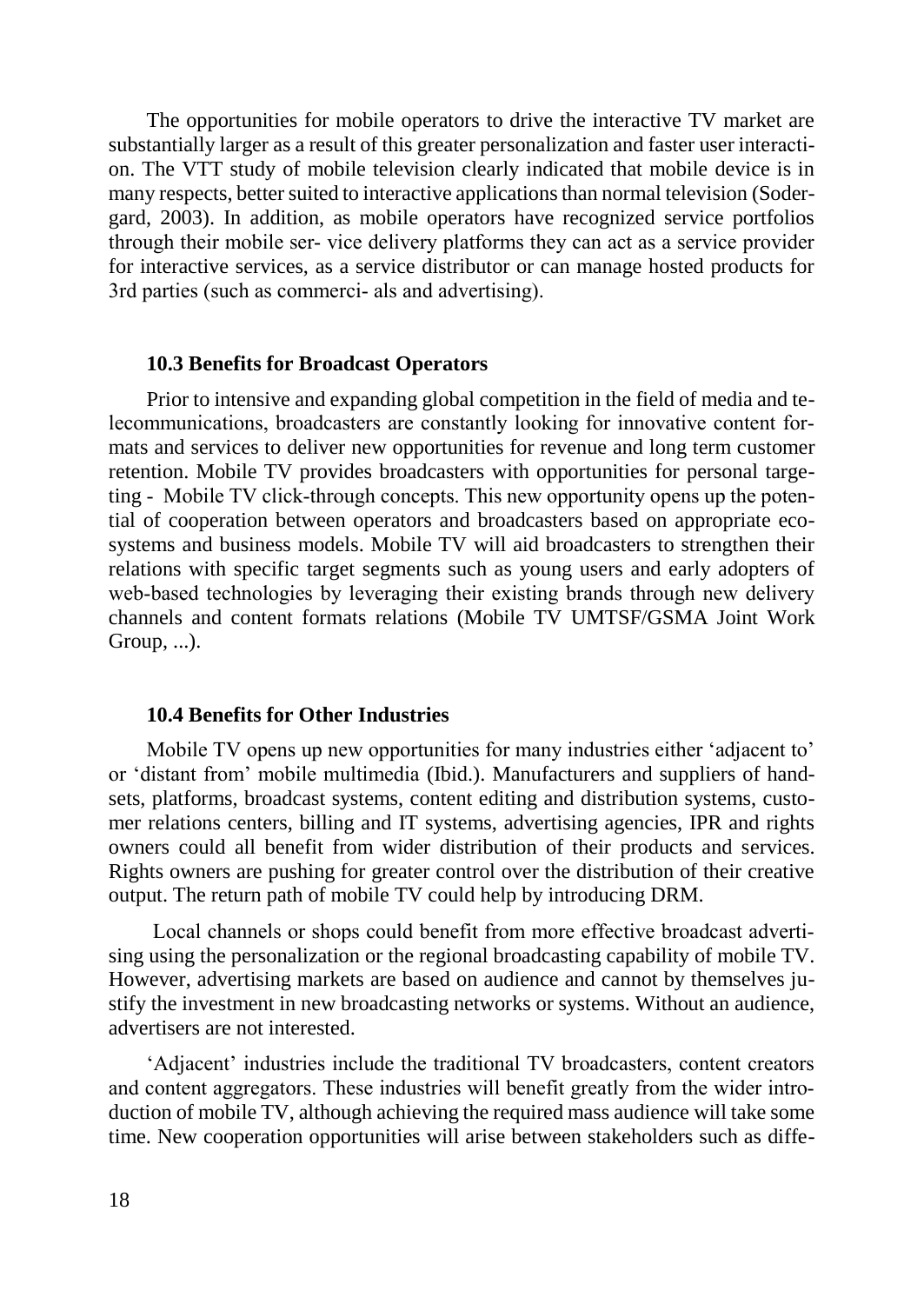The opportunities for mobile operators to drive the interactive TV market are substantially larger as a result of this greater personalization and faster user interaction. The VTT study of mobile television clearly indicated that mobile device is in many respects, better suited to interactive applications than normal television (Sodergard, 2003). In addition, as mobile operators have recognized service portfolios through their mobile ser- vice delivery platforms they can act as a service provider for interactive services, as a service distributor or can manage hosted products for 3rd parties (such as commerci- als and advertising).

### 10.3 Benefits for Broadcast Operators

Prior to intensive and expanding global competition in the field of media and telecommunications, broadcasters are constantly looking for innovative content formats and services to deliver new opportunities for revenue and long term customer retention. Mobile TV provides broadcasters with opportunities for personal targeting - Mobile TV click-through concepts. This new opportunity opens up the potential of cooperation between operators and broadcasters based on appropriate ecosystems and business models. Mobile TV will aid broadcasters to strengthen their relations with specific target segments such as young users and early adopters of web-based technologies by leveraging their existing brands through new delivery channels and content formats relations (Mobile TV UMTSF/GSMA Joint Work Group, ...).

### 10.4 Benefits for Other Industries

Mobile TV opens up new opportunities for many industries either 'adjacent to' or 'distant from' mobile multimedia (Ibid.). Manufacturers and suppliers of handsets, platforms, broadcast systems, content editing and distribution systems, customer relations centers, billing and IT systems, advertising agencies, IPR and rights owners could all benefit from wider distribution of their products and services. Rights owners are pushing for greater control over the distribution of their creative output. The return path of mobile TV could help by introducing DRM.

Local channels or shops could benefit from more effective broadcast advertising using the personalization or the regional broadcasting capability of mobile TV. However, advertising markets are based on audience and cannot by themselves justify the investment in new broadcasting networks or systems. Without an audience, advertisers are not interested.

'Adjacent' industries include the traditional TV broadcasters, content creators and content aggregators. These industries will benefit greatly from the wider introduction of mobile TV, although achieving the required mass audience will take some time. New cooperation opportunities will arise between stakeholders such as diffe-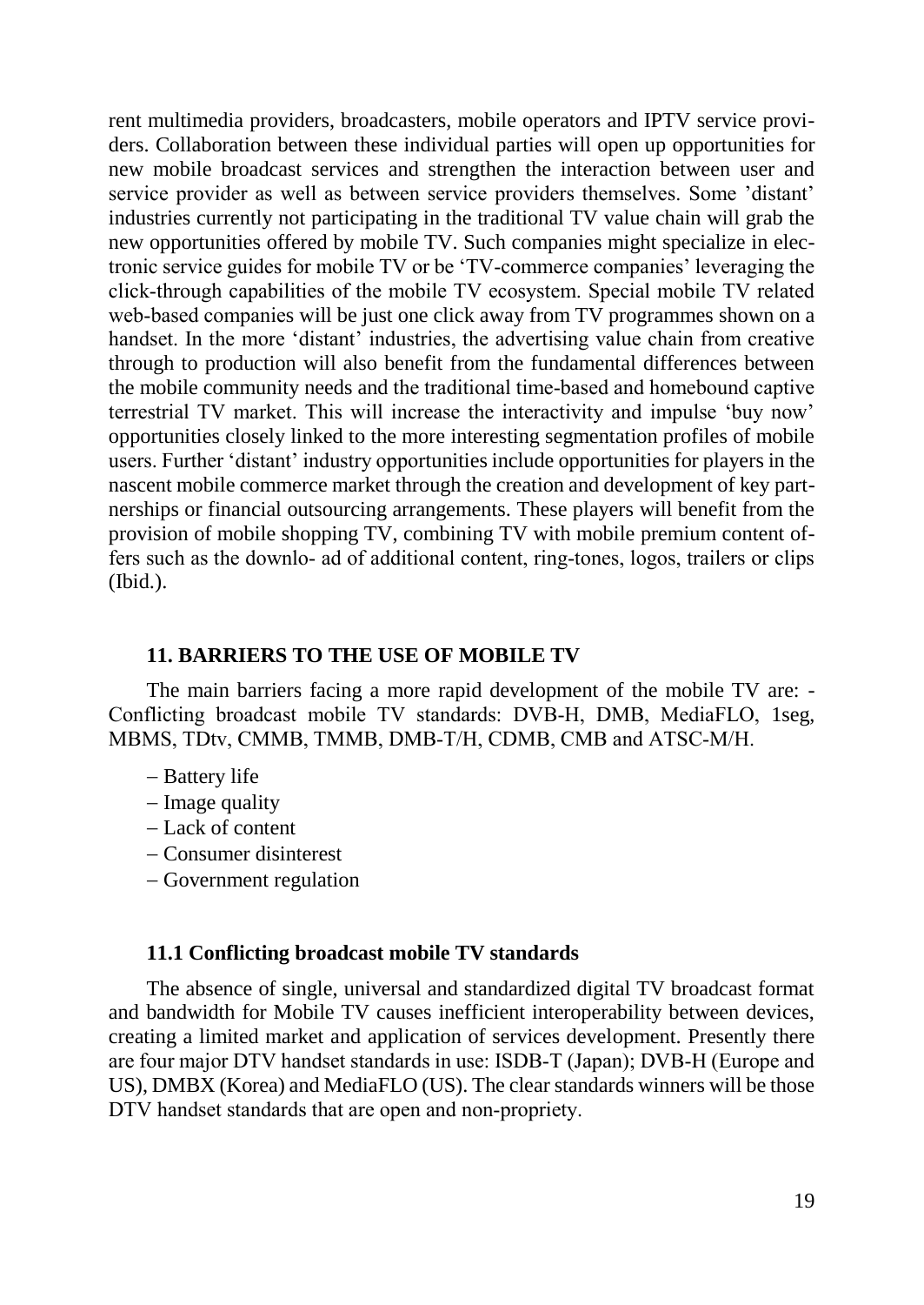rent multimedia providers, broadcasters, mobile operators and IPTV service providers. Collaboration between these individual parties will open up opportunities for new mobile broadcast services and strengthen the interaction between user and service provider as well as between service providers themselves. Some 'distant' industries currently not participating in the traditional TV value chain will grab the new opportunities offered by mobile TV. Such companies might specialize in electronic service guides for mobile TV or be 'TV-commerce companies' leveraging the click-through capabilities of the mobile TV ecosystem. Special mobile TV related web-based companies will be just one click away from TV programmes shown on a handset. In the more 'distant' industries, the advertising value chain from creative through to production will also benefit from the fundamental differences between the mobile community needs and the traditional time-based and homebound captive terrestrial TV market. This will increase the interactivity and impulse 'buy now' opportunities closely linked to the more interesting segmentation profiles of mobile users. Further 'distant' industry opportunities include opportunities for players in the nascent mobile commerce market through the creation and development of key partnerships or financial outsourcing arrangements. These players will benefit from the provision of mobile shopping TV, combining TV with mobile premium content offers such as the downlo- ad of additional content, ring-tones, logos, trailers or clips (Ibid.).

## 11. BARRIERS TO THE USE OF MOBILE TV

The main barriers facing a more rapid development of the mobile TV are: - Conflicting broadcast mobile TV standards: DVB-H, DMB, MediaFLO, 1seg, MBMS, TDtv, CMMB, TMMB, DMB-T/H, CDMB, CMB and ATSC-M/H.

- Battery life
- Image quality
- Lack of content
- Consumer disinterest
- Government regulation

### 11.1 Conflicting broadcast mobile TV standards

The absence of single, universal and standardized digital TV broadcast format and bandwidth for Mobile TV causes inefficient interoperability between devices, creating a limited market and application of services development. Presently there are four major DTV handset standards in use: ISDB-T (Japan); DVB-H (Europe and US), DMBX (Korea) and MediaFLO (US). The clear standards winners will be those DTV handset standards that are open and non-propriety.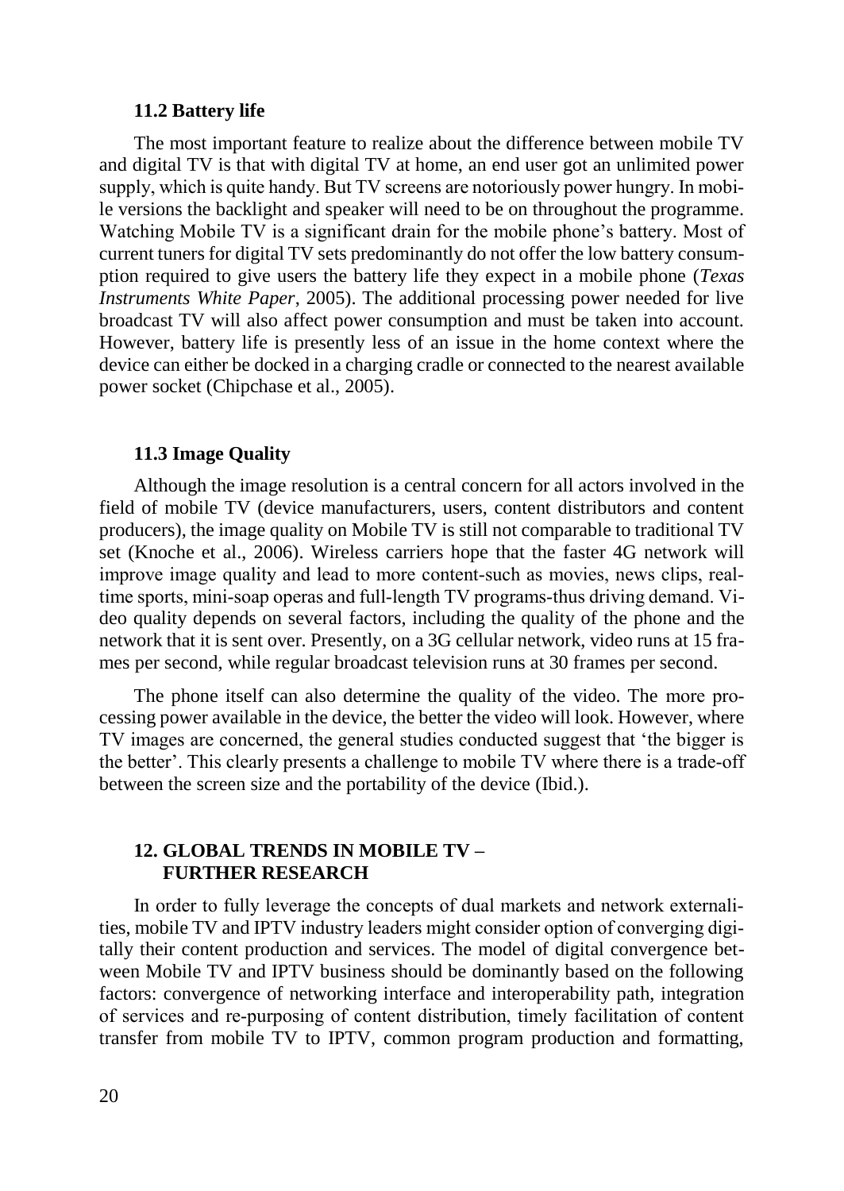### 11.2 Battery life

The most important feature to realize about the difference between mobile TV and digital TV is that with digital TV at home, an end user got an unlimited power supply, which is quite handy. But TV screens are notoriously power hungry. In mobile versions the backlight and speaker will need to be on throughout the programme. Watching Mobile TV is a significant drain for the mobile phone's battery. Most of current tuners for digital TV sets predominantly do not offer the low battery consumption required to give users the battery life they expect in a mobile phone (*Texas Instruments White Paper*, 2005). The additional processing power needed for live broadcast TV will also affect power consumption and must be taken into account. However, battery life is presently less of an issue in the home context where the device can either be docked in a charging cradle or connected to the nearest available power socket (Chipchase et al., 2005).

### 11.3 Image Quality

Although the image resolution is a central concern for all actors involved in the field of mobile TV (device manufacturers, users, content distributors and content producers), the image quality on Mobile TV is still not comparable to traditional TV set (Knoche et al., 2006). Wireless carriers hope that the faster 4G network will improve image quality and lead to more content-such as movies, news clips, real-time sports, mini-soap operas and full-length TV programs-thus driving demand. Video quality depends on several factors, including the quality of the phone and the network that it is sent over. Presently, on a 3G cellular network, video runs at 15 frames per second, while regular broadcast television runs at 30 frames per second.

The phone itself can also determine the quality of the video. The more processing power available in the device, the better the video will look. However, where TV images are concerned, the general studies conducted suggest that 'the bigger is the better'. This clearly presents a challenge to mobile TV where there is a trade-off between the screen size and the portability of the device (Ibid.).

## 12. GLOBAL TRENDS IN MOBILE TV – FURTHER RESEARCH

In order to fully leverage the concepts of dual markets and network externalities, mobile TV and IPTV industry leaders might consider option of converging digitally their content production and services. The model of digital convergence between Mobile TV and IPTV business should be dominantly based on the following factors: convergence of networking interface and interoperability path, integration of services and re-purposing of content distribution, timely facilitation of content transfer from mobile TV to IPTV, common program production and formatting,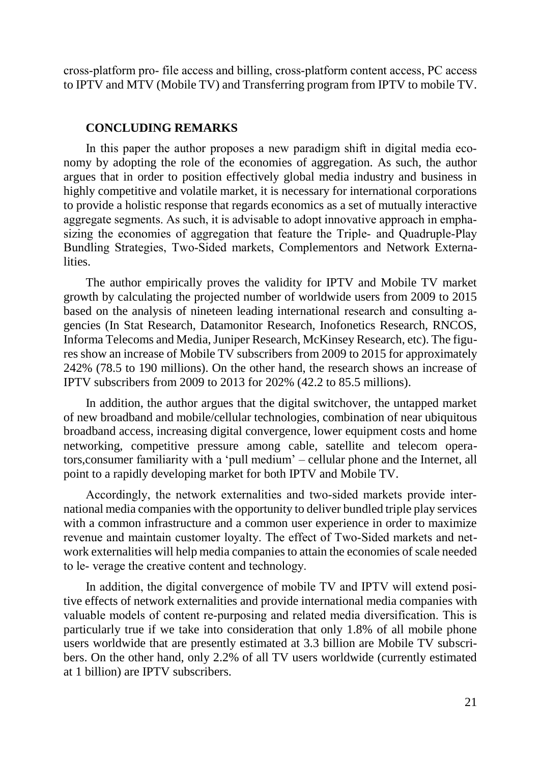cross-platform pro- file access and billing, cross-platform content access, PC access to IPTV and MTV (Mobile TV) and Transferring program from IPTV to mobile TV.

## CONCLUDING REMARKS

In this paper the author proposes a new paradigm shift in digital media economy by adopting the role of the economies of aggregation. As such, the author argues that in order to position effectively global media industry and business in highly competitive and volatile market, it is necessary for international corporations to provide a holistic response that regards economics as a set of mutually interactive aggregate segments. As such, it is advisable to adopt innovative approach in emphasizing the economies of aggregation that feature the Triple- and Quadruple-Play Bundling Strategies, Two-Sided markets, Complementors and Network Externalities.

The author empirically proves the validity for IPTV and Mobile TV market growth by calculating the projected number of worldwide users from 2009 to 2015 based on the analysis of nineteen leading international research and consulting agencies (In Stat Research, Datamonitor Research, Inofonetics Research, RNCOS, Informa Telecoms and Media, Juniper Research, McKinsey Research, etc). The figures show an increase of Mobile TV subscribers from 2009 to 2015 for approximately 242% (78.5 to 190 millions). On the other hand, the research shows an increase of IPTV subscribers from 2009 to 2013 for 202% (42.2 to 85.5 millions).

In addition, the author argues that the digital switchover, the untapped market of new broadband and mobile/cellular technologies, combination of near ubiquitous broadband access, increasing digital convergence, lower equipment costs and home networking, competitive pressure among cable, satellite and telecom operators,consumer familiarity with a 'pull medium' – cellular phone and the Internet, all point to a rapidly developing market for both IPTV and Mobile TV.

Accordingly, the network externalities and two-sided markets provide international media companies with the opportunity to deliver bundled triple play services with a common infrastructure and a common user experience in order to maximize revenue and maintain customer loyalty. The effect of Two-Sided markets and network externalities will help media companies to attain the economies of scale needed to le- verage the creative content and technology.

In addition, the digital convergence of mobile TV and IPTV will extend positive effects of network externalities and provide international media companies with valuable models of content re-purposing and related media diversification. This is particularly true if we take into consideration that only 1.8% of all mobile phone users worldwide that are presently estimated at 3.3 billion are Mobile TV subscribers. On the other hand, only 2.2% of all TV users worldwide (currently estimated at 1 billion) are IPTV subscribers.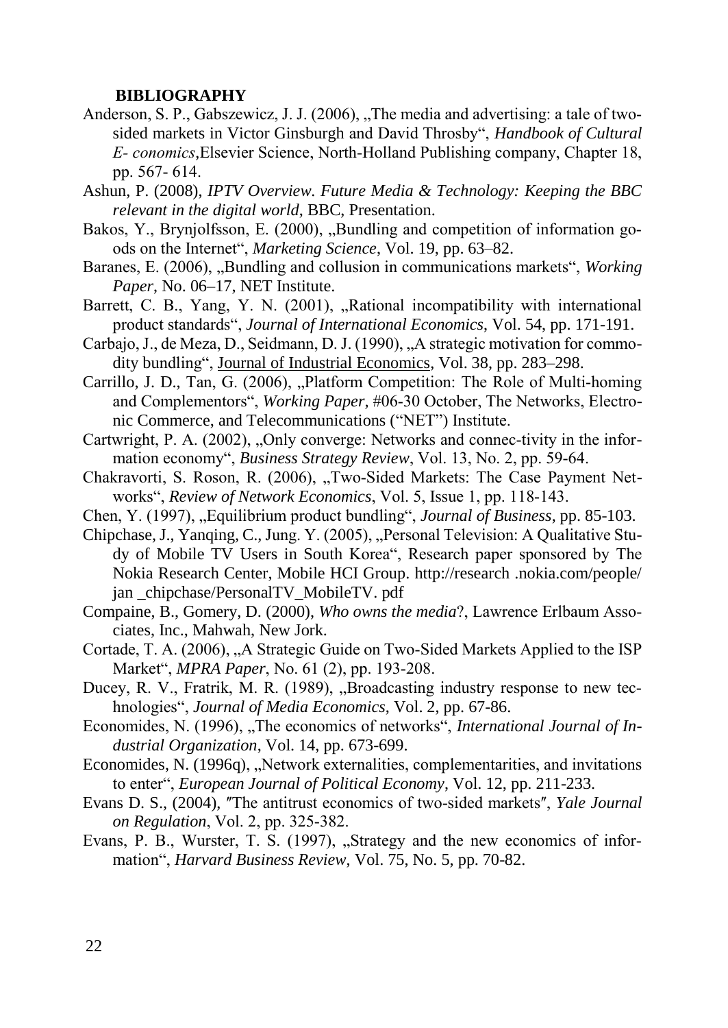## BIBLIOGRAPHY

Anderson, S. P., Gabszewicz, J. J. (2006), „The media and advertising: a tale of two-sided markets in Victor Ginsburgh and David Throsby“, *Handbook of Cultural E- conomics*,Elsevier Science, North-Holland Publishing company, Chapter 18, pp. 567- 614.

Ashun, P. (2008), *IPTV Overview. Future Media & Technology: Keeping the BBC relevant in the digital world*, BBC, Presentation.

Bakos, Y., Brynjolfsson, E. (2000), „Bundling and competition of information goods on the Internet“, *Marketing Science*, Vol. 19, pp. 63–82.

Baranes, E. (2006), „Bundling and collusion in communications markets“, *Working Paper*, No. 06–17, NET Institute.

Barrett, C. B., Yang, Y. N. (2001), „Rational incompatibility with international product standards“, *Journal of International Economics*, Vol. 54, pp. 171-191.

Carbajo, J., de Meza, D., Seidmann, D. J. (1990), „A strategic motivation for commodity bundling“, Journal of Industrial Economics, Vol. 38, pp. 283–298.

Carrillo, J. D., Tan, G. (2006), „Platform Competition: The Role of Multi-homing and Complementors“, *Working Paper*, #06-30 October, The Networks, Electronic Commerce, and Telecommunications ("NET") Institute.

Cartwright, P. A. (2002), „Only converge: Networks and connec-tivity in the information economy“, *Business Strategy Review*, Vol. 13, No. 2, pp. 59-64.

Chakravorti, S. Roson, R. (2006), „Two-Sided Markets: The Case Payment Networks“, *Review of Network Economics*, Vol. 5, Issue 1, pp. 118-143.

Chen, Y. (1997), „Equilibrium product bundling“, *Journal of Business*, pp. 85-103.

Chipchase, J., Yanqing, C., Jung. Y. (2005), „Personal Television: A Qualitative Study of Mobile TV Users in South Korea“, Research paper sponsored by The Nokia Research Center, Mobile HCI Group. http://research .nokia.com/people/ jan _chipchase/PersonalTV_MobileTV. pdf

Compaine, B., Gomery, D. (2000), *Who owns the media*?, Lawrence Erlbaum Associates, Inc., Mahwah, New Jork.

Cortade, T. A. (2006), „A Strategic Guide on Two-Sided Markets Applied to the ISP Market“, *MPRA Paper*, No. 61 (2), pp. 193-208.

Ducey, R. V., Fratrik, M. R. (1989), „Broadcasting industry response to new technologies“, *Journal of Media Economics*, Vol. 2, pp. 67-86.

Economides, N. (1996), „The economics of networks“, *International Journal of Industrial Organization*, Vol. 14, pp. 673-699.

Economides, N. (1996q), „Network externalities, complementarities, and invitations to enter“, *European Journal of Political Economy*, Vol. 12, pp. 211-233.

Evans D. S., (2004), ″The antitrust economics of two-sided markets″, *Yale Journal on Regulation*, Vol. 2, pp. 325-382.

Evans, P. B., Wurster, T. S. (1997), „Strategy and the new economics of information“, *Harvard Business Review*, Vol. 75, No. 5, pp. 70-82.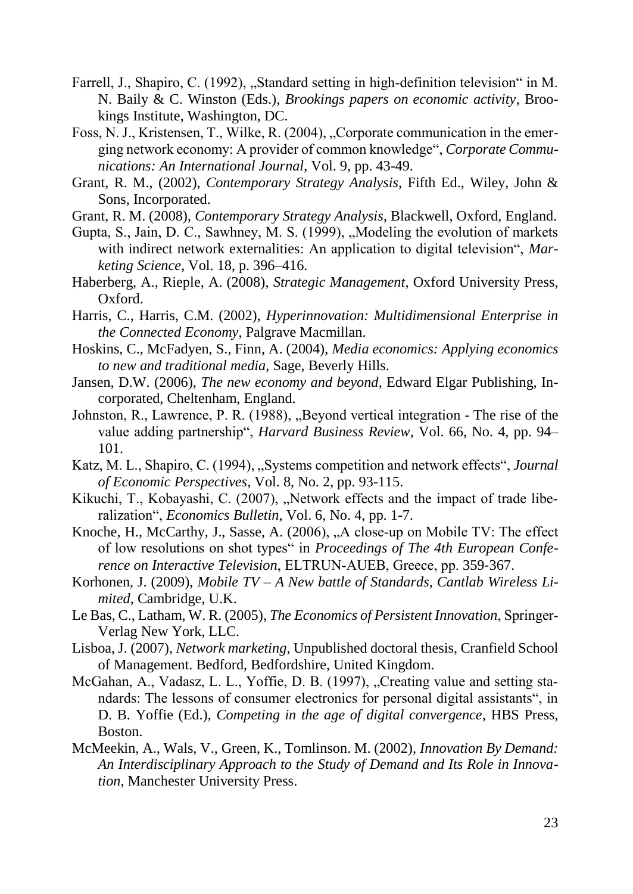Farrell, J., Shapiro, C. (1992), „Standard setting in high-definition television" in M. N. Baily & C. Winston (Eds.), *Brookings papers on economic activity*, Brookings Institute, Washington, DC.

Foss, N. J., Kristensen, T., Wilke, R. (2004), „Corporate communication in the emerging network economy: A provider of common knowledge", *Corporate Communications: An International Journal*, Vol. 9, pp. 43-49.

Grant, R. M., (2002), *Contemporary Strategy Analysis*, Fifth Ed., Wiley, John & Sons, Incorporated.

Grant, R. M. (2008), *Contemporary Strategy Analysis*, Blackwell, Oxford, England.

Gupta, S., Jain, D. C., Sawhney, M. S. (1999), „Modeling the evolution of markets with indirect network externalities: An application to digital television", *Marketing Science*, Vol. 18, p. 396–416.

Haberberg, A., Rieple, A. (2008), *Strategic Management*, Oxford University Press, Oxford.

Harris, C., Harris, C.M. (2002), *Hyperinnovation: Multidimensional Enterprise in the Connected Economy*, Palgrave Macmillan.

Hoskins, C., McFadyen, S., Finn, A. (2004), *Media economics: Applying economics to new and traditional media*, Sage, Beverly Hills.

Jansen, D.W. (2006), *The new economy and beyond*, Edward Elgar Publishing, Incorporated, Cheltenham, England.

Johnston, R., Lawrence, P. R. (1988), „Beyond vertical integration - The rise of the value adding partnership", *Harvard Business Review*, Vol. 66, No. 4, pp. 94–101.

Katz, M. L., Shapiro, C. (1994), „Systems competition and network effects", *Journal of Economic Perspectives*, Vol. 8, No. 2, pp. 93-115.

Kikuchi, T., Kobayashi, C. (2007), „Network effects and the impact of trade liberalization", *Economics Bulletin*, Vol. 6, No. 4, pp. 1-7.

Knoche, H., McCarthy, J., Sasse, A. (2006), „A close-up on Mobile TV: The effect of low resolutions on shot types" in *Proceedings of The 4th European Conference on Interactive Television*, ELTRUN-AUEB, Greece, pp. 359-367.

Korhonen, J. (2009), *Mobile TV – A New battle of Standards, Cantlab Wireless Limited*, Cambridge, U.K.

Le Bas, C., Latham, W. R. (2005), *The Economics of Persistent Innovation*, Springer-Verlag New York, LLC.

Lisboa, J. (2007), *Network marketing*, Unpublished doctoral thesis, Cranfield School of Management. Bedford, Bedfordshire, United Kingdom.

McGahan, A., Vadasz, L. L., Yoffie, D. B. (1997), „Creating value and setting standards: The lessons of consumer electronics for personal digital assistants", in D. B. Yoffie (Ed.), *Competing in the age of digital convergence*, HBS Press, Boston.

McMeekin, A., Wals, V., Green, K., Tomlinson. M. (2002), *Innovation By Demand: An Interdisciplinary Approach to the Study of Demand and Its Role in Innovation*, Manchester University Press.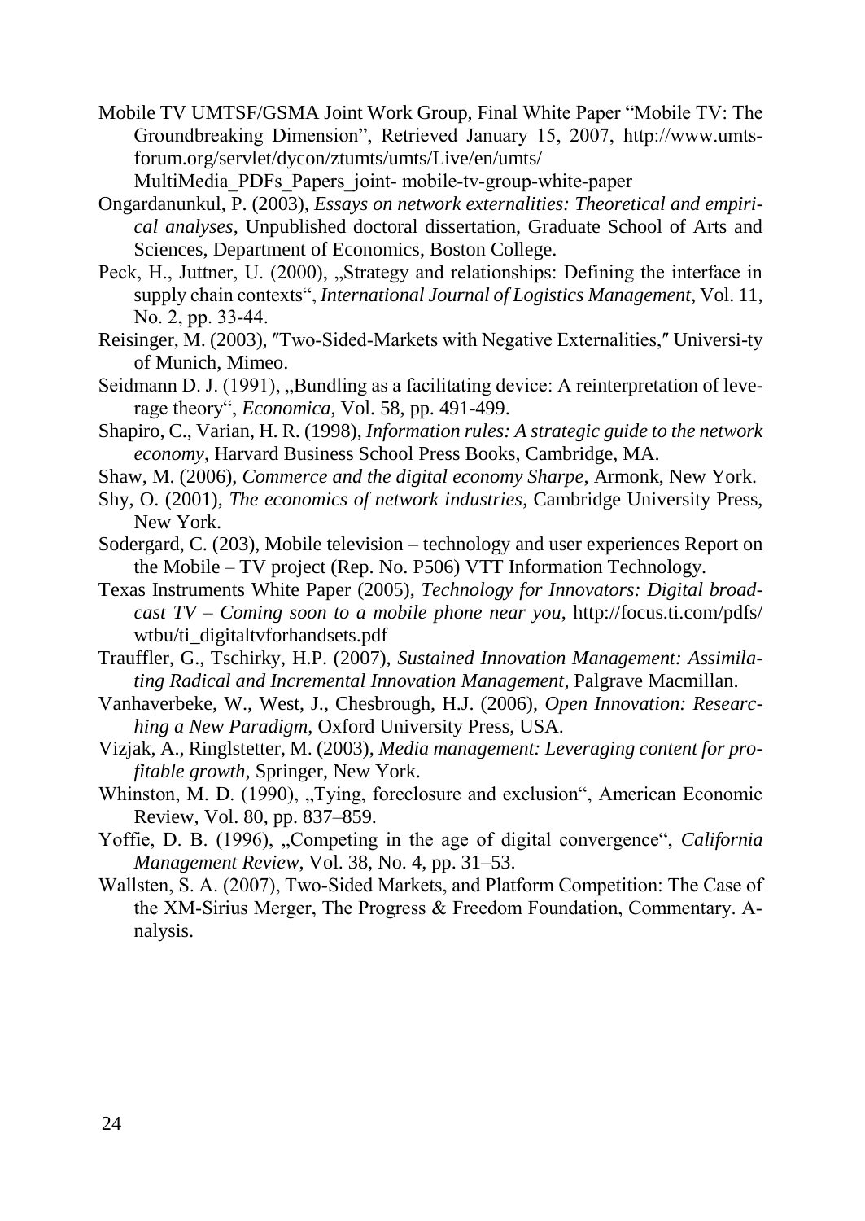Mobile TV UMTSF/GSMA Joint Work Group, Final White Paper "Mobile TV: The Groundbreaking Dimension", Retrieved January 15, 2007, http://www.umts-forum.org/servlet/dycon/ztumts/umts/Live/en/umts/MultiMedia_PDFs_Papers_joint- mobile-tv-group-white-paper

Ongardanunkul, P. (2003), *Essays on network externalities: Theoretical and empirical analyses*, Unpublished doctoral dissertation, Graduate School of Arts and Sciences, Department of Economics, Boston College.

Peck, H., Juttner, U. (2000), „Strategy and relationships: Defining the interface in supply chain contexts", *International Journal of Logistics Management*, Vol. 11, No. 2, pp. 33-44.

Reisinger, M. (2003), ″Two-Sided-Markets with Negative Externalities,″ Universi-ty of Munich, Mimeo.

Seidmann D. J. (1991), „Bundling as a facilitating device: A reinterpretation of leverage theory", *Economica*, Vol. 58, pp. 491-499.

Shapiro, C., Varian, H. R. (1998), *Information rules: A strategic guide to the network economy*, Harvard Business School Press Books, Cambridge, MA.

Shaw, M. (2006), *Commerce and the digital economy Sharpe*, Armonk, New York.

Shy, O. (2001), *The economics of network industries*, Cambridge University Press, New York.

Sodergard, C. (203), Mobile television – technology and user experiences Report on the Mobile – TV project (Rep. No. P506) VTT Information Technology.

Texas Instruments White Paper (2005), *Technology for Innovators: Digital broadcast TV – Coming soon to a mobile phone near you*, http://focus.ti.com/pdfs/wtbu/ti_digitaltvforhandsets.pdf

Trauffler, G., Tschirky, H.P. (2007), *Sustained Innovation Management: Assimilating Radical and Incremental Innovation Management*, Palgrave Macmillan.

Vanhaverbeke, W., West, J., Chesbrough, H.J. (2006), *Open Innovation: Researching a New Paradigm*, Oxford University Press, USA.

Vizjak, A., Ringlstetter, M. (2003), *Media management: Leveraging content for profitable growth*, Springer, New York.

Whinston, M. D. (1990), „Tying, foreclosure and exclusion", American Economic Review, Vol. 80, pp. 837–859.

Yoffie, D. B. (1996), „Competing in the age of digital convergence", *California Management Review*, Vol. 38, No. 4, pp. 31–53.

Wallsten, S. A. (2007), Two-Sided Markets, and Platform Competition: The Case of the XM-Sirius Merger, The Progress & Freedom Foundation, Commentary. A-nalysis.